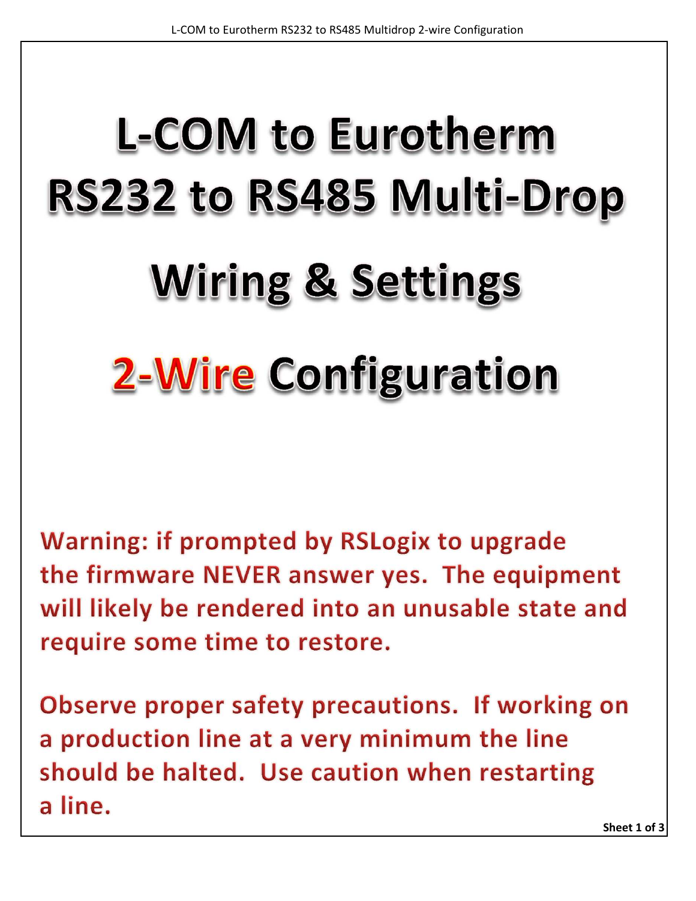# L-COM to Eurotherm RS232 to RS485 Multi-Drop

# Wiring & Settings

# 2-Wire Configuration

**Warning: if prompted by RSLogix to upgrade the firmware NEVER answer yes. The equipment will likely be rendered into an unusable state and require some time to restore.**

**Observe proper safety precautions. If working on a production line at a very minimum the line should be halted. Use caution when restarting a line.**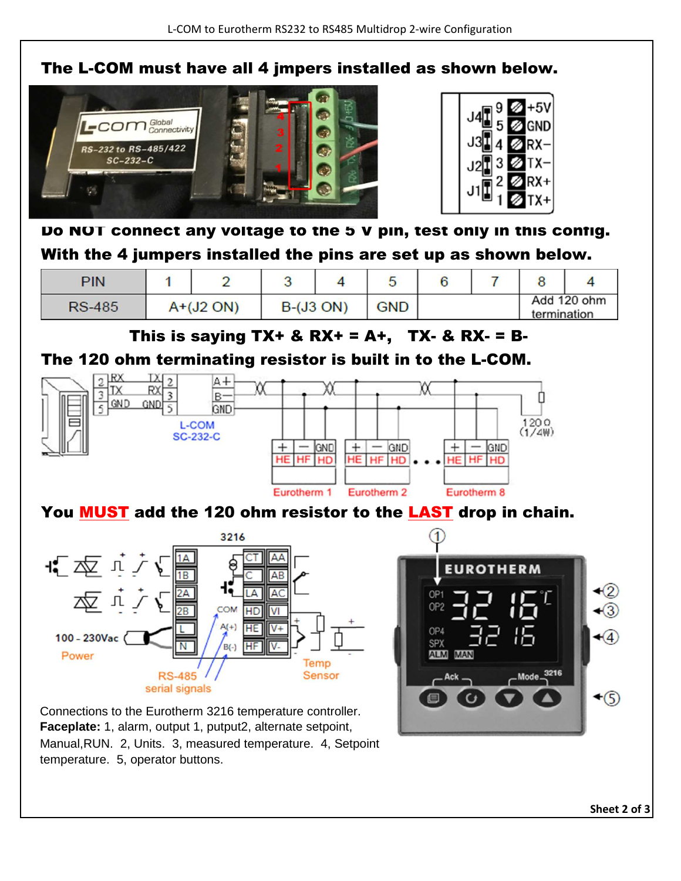## The L-COM must have all 4 jmpers installed as shown below.

**Do NOT connect any voltage to the 5 V pin, test only in this config.**

**With the 4 jumpers installed the pins are set up as shown below.**

| PIN | 1 | 2 | 3 | 4 | 5 | 6 | 7 | 8 | 4 |
|---|---|---|---|---|---|---|---|---|---|
| RS-485 | A+(J2 ON) | | B-(J3 ON) | | GND | | | Add 120 ohm termination | |

**This is saying TX+ & RX+ = A+, TX- & RX- = B-**

**The 120 ohm terminating resistor is built in to the L-COM.**

**You MUST add the 120 ohm resistor to the LAST drop in chain.**

Connections to the Eurotherm 3216 temperature controller.

**Faceplate:** 1, alarm, output 1, putput2, alternate setpoint, Manual,RUN. 2, Units. 3, measured temperature. 4, Setpoint temperature. 5, operator buttons.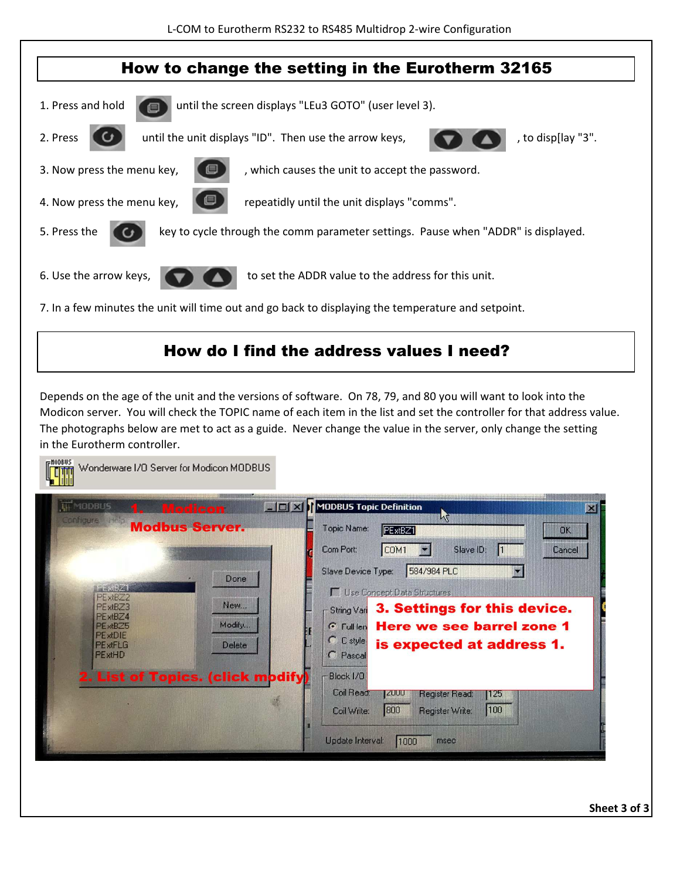## How to change the setting in the Eurotherm 32165

1. Press and hold until the screen displays "LEu3 GOTO" (user level 3).
2. Press until the unit displays "ID". Then use the arrow keys, , to disp[lay "3".
3. Now press the menu key, , which causes the unit to accept the password.
4. Now press the menu key, repeatidly until the unit displays "comms".
5. Press the key to cycle through the comm parameter settings. Pause when "ADDR" is displayed.
6. Use the arrow keys, to set the ADDR value to the address for this unit.
7. In a few minutes the unit will time out and go back to displaying the temperature and setpoint.

## How do I find the address values I need?

Depends on the age of the unit and the versions of software. On 78, 79, and 80 you will want to look into the Modicon server. You will check the TOPIC name of each item in the list and set the controller for that address value. The photographs below are met to act as a guide. Never change the value in the server, only change the setting in the Eurotherm controller.

Wonderware I/O Server for Modicon MODBUS

1. Modicon Modbus Server.

2. List of Topics. (click modify)

3. Settings for this device. Here we see barrel zone 1 is expected at address 1.